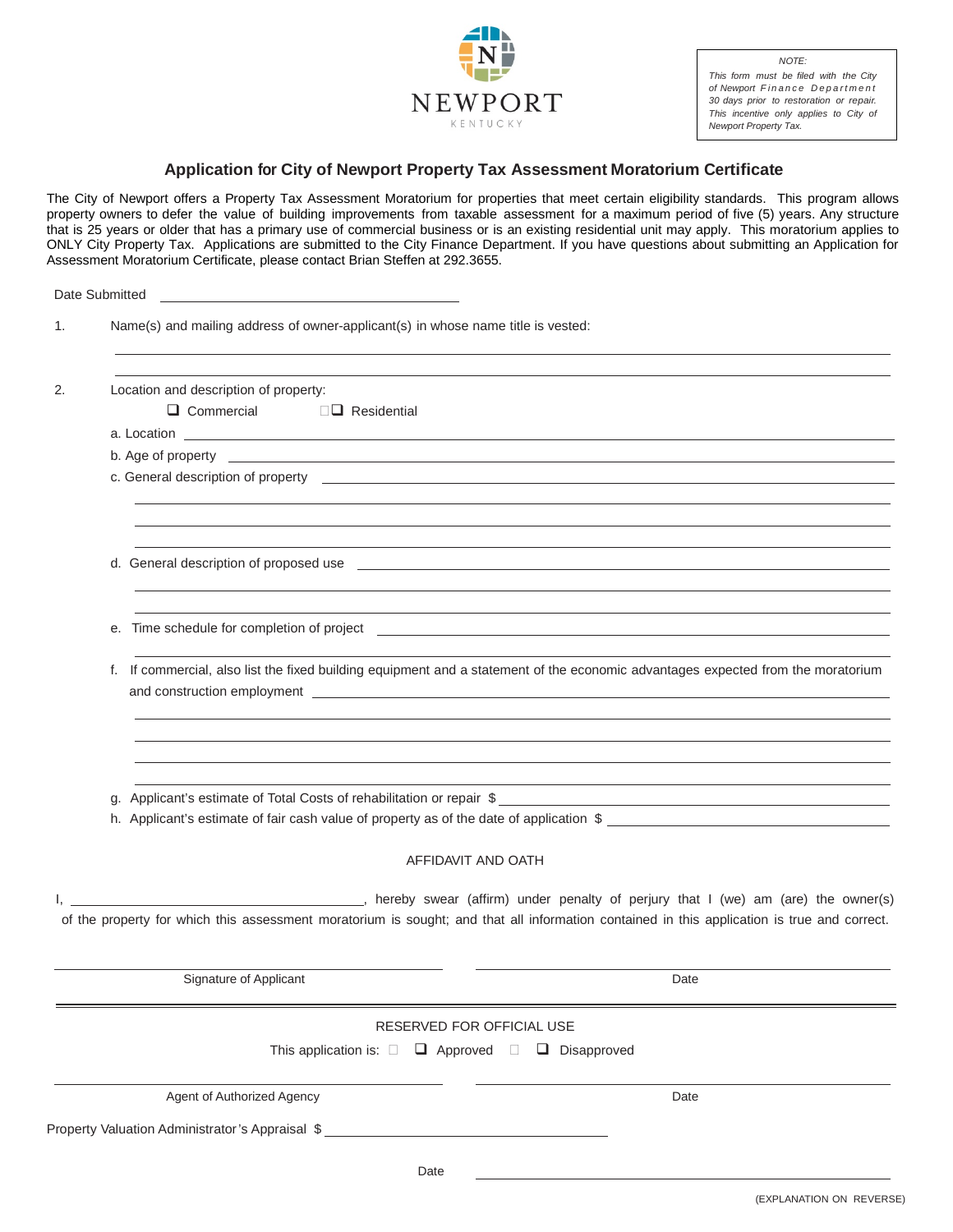NEWPORT
KENTUCKY

*NOTE:*
*This form must be filed with the City of Newport Finance Department 30 days prior to restoration or repair. This incentive only applies to City of Newport Property Tax.*

## Application for City of Newport Property Tax Assessment Moratorium Certificate

The City of Newport offers a Property Tax Assessment Moratorium for properties that meet certain eligibility standards. This program allows property owners to defer the value of building improvements from taxable assessment for a maximum period of five (5) years. Any structure that is 25 years or older that has a primary use of commercial business or is an existing residential unit may apply. This moratorium applies to ONLY City Property Tax. Applications are submitted to the City Finance Department. If you have questions about submitting an Application for Assessment Moratorium Certificate, please contact Brian Steffen at 292.3655.

Date Submitted ______________________________

1. Name(s) and mailing address of owner-applicant(s) in whose name title is vested:

   ______________________________________________________________

   ______________________________________________________________

2. Location and description of property:

   ☐ Commercial ☐ Residential

   a. Location ______________________________________________________________

   b. Age of property ______________________________________________________________

   c. General description of property ______________________________________________________________

   ______________________________________________________________

   ______________________________________________________________

   ______________________________________________________________

   d. General description of proposed use ______________________________________________________________

   ______________________________________________________________

   ______________________________________________________________

   e. Time schedule for completion of project ______________________________________________________________

   ______________________________________________________________

   f. If commercial, also list the fixed building equipment and a statement of the economic advantages expected from the moratorium and construction employment ______________________________________________________________

   ______________________________________________________________

   ______________________________________________________________

   ______________________________________________________________

   ______________________________________________________________

   g. Applicant's estimate of Total Costs of rehabilitation or repair $ ______________________________

   h. Applicant's estimate of fair cash value of property as of the date of application $ ______________________________

### AFFIDAVIT AND OATH

I, ______________________________, hereby swear (affirm) under penalty of perjury that I (we) am (are) the owner(s) of the property for which this assessment moratorium is sought; and that all information contained in this application is true and correct.

______________________________ ______________________________
Signature of Applicant Date

---

### RESERVED FOR OFFICIAL USE

This application is: ☐ Approved ☐ Disapproved

______________________________ ______________________________
Agent of Authorized Agency Date

Property Valuation Administrator's Appraisal $ ______________________________

Date ______________________________

(EXPLANATION ON REVERSE)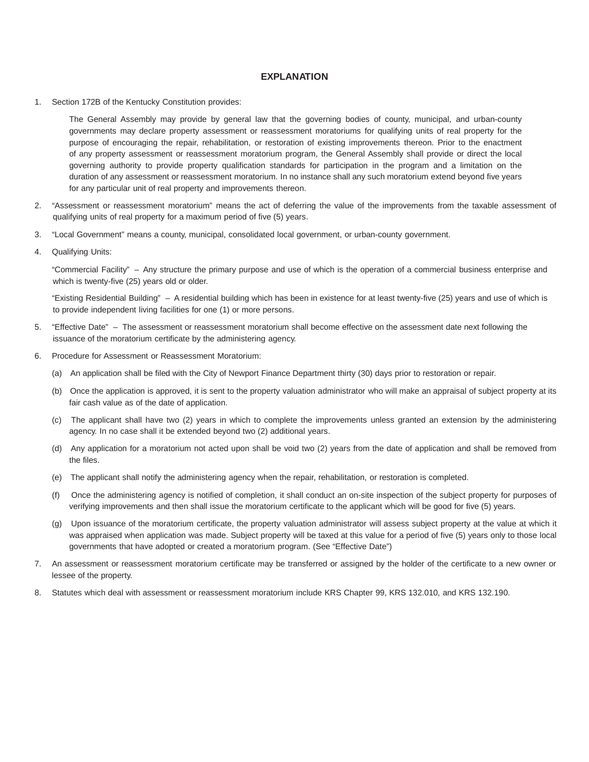## EXPLANATION

1. Section 172B of the Kentucky Constitution provides:

   > The General Assembly may provide by general law that the governing bodies of county, municipal, and urban-county governments may declare property assessment or reassessment moratoriums for qualifying units of real property for the purpose of encouraging the repair, rehabilitation, or restoration of existing improvements thereon. Prior to the enactment of any property assessment or reassessment moratorium program, the General Assembly shall provide or direct the local governing authority to provide property qualification standards for participation in the program and a limitation on the duration of any assessment or reassessment moratorium. In no instance shall any such moratorium extend beyond five years for any particular unit of real property and improvements thereon.

2. "Assessment or reassessment moratorium" means the act of deferring the value of the improvements from the taxable assessment of qualifying units of real property for a maximum period of five (5) years.

3. "Local Government" means a county, municipal, consolidated local government, or urban-county government.

4. Qualifying Units:

   "Commercial Facility" – Any structure the primary purpose and use of which is the operation of a commercial business enterprise and which is twenty-five (25) years old or older.

   "Existing Residential Building" – A residential building which has been in existence for at least twenty-five (25) years and use of which is to provide independent living facilities for one (1) or more persons.

5. "Effective Date" – The assessment or reassessment moratorium shall become effective on the assessment date next following the issuance of the moratorium certificate by the administering agency.

6. Procedure for Assessment or Reassessment Moratorium:

   (a) An application shall be filed with the City of Newport Finance Department thirty (30) days prior to restoration or repair.

   (b) Once the application is approved, it is sent to the property valuation administrator who will make an appraisal of subject property at its fair cash value as of the date of application.

   (c) The applicant shall have two (2) years in which to complete the improvements unless granted an extension by the administering agency. In no case shall it be extended beyond two (2) additional years.

   (d) Any application for a moratorium not acted upon shall be void two (2) years from the date of application and shall be removed from the files.

   (e) The applicant shall notify the administering agency when the repair, rehabilitation, or restoration is completed.

   (f) Once the administering agency is notified of completion, it shall conduct an on-site inspection of the subject property for purposes of verifying improvements and then shall issue the moratorium certificate to the applicant which will be good for five (5) years.

   (g) Upon issuance of the moratorium certificate, the property valuation administrator will assess subject property at the value at which it was appraised when application was made. Subject property will be taxed at this value for a period of five (5) years only to those local governments that have adopted or created a moratorium program. (See "Effective Date")

7. An assessment or reassessment moratorium certificate may be transferred or assigned by the holder of the certificate to a new owner or lessee of the property.

8. Statutes which deal with assessment or reassessment moratorium include KRS Chapter 99, KRS 132.010, and KRS 132.190.